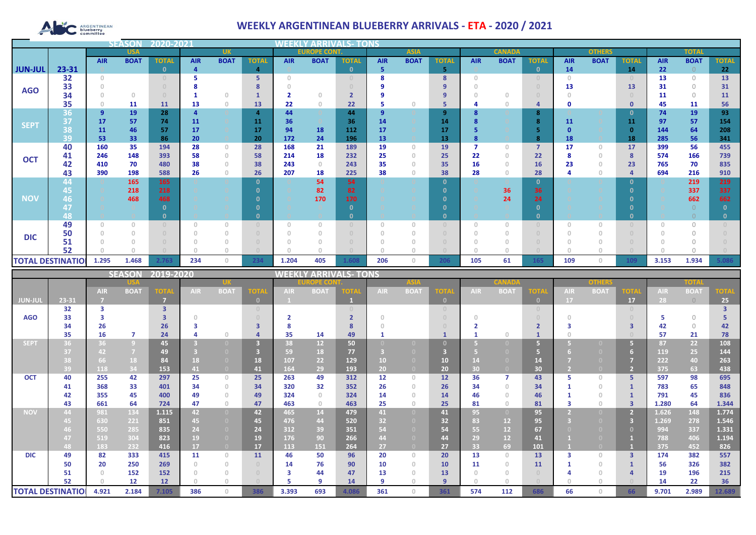# WEEKLY ARGENTINEAN BLUEBERRY ARRIVALS - ETA - 2020 / 2021

**SEASON 2020-2021 — WEEKLY ARRIVALS- TONS**

| | | USA | | | UK | | | EUROPE CONT. | | | ASIA | | | CANADA | | | OTHERS | | | TOTAL | | |
|---|---|---|---|---|---|---|---|---|---|---|---|---|---|---|---|---|---|---|---|---|---|---|
| | | AIR | BOAT | TOTAL | AIR | BOAT | TOTAL | AIR | BOAT | TOTAL | AIR | BOAT | TOTAL | AIR | BOAT | TOTAL | AIR | BOAT | TOTAL | AIR | BOAT | TOTAL |
| JUN-JUL | 23-31 | 0 | | 0 | 4 | | 4 | 0 | | 0 | 5 | | 5 | 0 | | 0 | 14 | | 14 | 22 | 0 | 22 |
| AGO | 32 | 0 | | 0 | 5 | | 5 | 0 | | 0 | 8 | | 8 | 0 | | 0 | 0 | | 0 | 13 | 0 | 13 |
| | 33 | 0 | | 0 | 8 | | 8 | 0 | | 0 | 9 | | 9 | 0 | | 0 | 13 | | 13 | 31 | 0 | 31 |
| | 34 | 0 | 0 | 0 | 1 | 0 | 1 | 2 | 0 | 2 | 9 | | 9 | 0 | 0 | 0 | 0 | | 0 | 11 | 0 | 11 |
| | 35 | 0 | 11 | 11 | 13 | 0 | 13 | 22 | 0 | 22 | 5 | 0 | 5 | 4 | 0 | 4 | 0 | | 0 | 45 | 11 | 56 |
| SEPT | 36 | 9 | 19 | 28 | 4 | | 4 | 44 | | 44 | 9 | | 9 | 8 | | 8 | | | 0 | 74 | 19 | 93 |
| | 37 | 17 | 57 | 74 | 11 | | 11 | 36 | | 36 | 14 | | 14 | 8 | | 8 | 11 | | 11 | 97 | 57 | 154 |
| | 38 | 11 | 46 | 57 | 17 | | 17 | 94 | 18 | 112 | 17 | | 17 | 5 | | 5 | 0 | | 0 | 144 | 64 | 208 |
| | 39 | 53 | 33 | 86 | 20 | | 20 | 172 | 24 | 196 | 13 | | 13 | 8 | | 8 | 18 | | 18 | 285 | 56 | 341 |
| OCT | 40 | 160 | 35 | 194 | 28 | 0 | 28 | 168 | 21 | 189 | 19 | 0 | 19 | 7 | 0 | 7 | 17 | 0 | 17 | 399 | 56 | 455 |
| | 41 | 246 | 148 | 393 | 58 | 0 | 58 | 214 | 18 | 232 | 25 | 0 | 25 | 22 | 0 | 22 | 8 | 0 | 8 | 574 | 166 | 739 |
| | 42 | 410 | 70 | 480 | 38 | 0 | 38 | 243 | 0 | 243 | 35 | 0 | 35 | 16 | 0 | 16 | 23 | 0 | 23 | 765 | 70 | 835 |
| | 43 | 390 | 198 | 588 | 26 | 0 | 26 | 207 | 18 | 225 | 38 | 0 | 38 | 28 | 0 | 28 | 4 | 0 | 4 | 694 | 216 | 910 |
| NOV | 44 | | 165 | 165 | | | 0 | | 54 | 54 | | | 0 | | | 0 | | | 0 | | 219 | 219 |
| | 45 | | 218 | 218 | | | 0 | | 82 | 82 | | | 0 | | 36 | 36 | | | 0 | | 337 | 337 |
| | 46 | | 468 | 468 | | | 0 | | 170 | 170 | | | 0 | | 24 | 24 | | | 0 | | 662 | 662 |
| | 47 | | | 0 | | | 0 | | | 0 | | | 0 | | | 0 | | | 0 | | 0 | 0 |
| | 48 | | | 0 | | | 0 | | | 0 | | | 0 | | | 0 | | | 0 | | 0 | 0 |
| DIC | 49 | 0 | 0 | 0 | 0 | 0 | 0 | 0 | 0 | 0 | 0 | 0 | 0 | 0 | 0 | 0 | 0 | 0 | 0 | 0 | 0 | 0 |
| | 50 | 0 | 0 | 0 | 0 | 0 | 0 | 0 | 0 | 0 | 0 | 0 | 0 | 0 | 0 | 0 | 0 | 0 | 0 | 0 | 0 | 0 |
| | 51 | 0 | 0 | 0 | 0 | 0 | 0 | 0 | 0 | 0 | 0 | 0 | 0 | 0 | 0 | 0 | 0 | 0 | 0 | 0 | 0 | 0 |
| | 52 | 0 | 0 | 0 | 0 | 0 | 0 | 0 | 0 | 0 | 0 | 0 | 0 | 0 | 0 | 0 | 0 | 0 | 0 | 0 | 0 | 0 |
| TOTAL DESTINATION | | 1.295 | 1.468 | 2.763 | 234 | 0 | 234 | 1.204 | 405 | 1.608 | 206 | 0 | 206 | 105 | 61 | 165 | 109 | 0 | 109 | 3.153 | 1.934 | 5.086 |

**SEASON 2019-2020 — WEEKLY ARRIVALS- TONS**

| | | USA | | | UK | | | EUROPE CONT. | | | ASIA | | | CANADA | | | OTHERS | | | TOTAL | | |
|---|---|---|---|---|---|---|---|---|---|---|---|---|---|---|---|---|---|---|---|---|---|---|
| | | AIR | BOAT | TOTAL | AIR | BOAT | TOTAL | AIR | BOAT | TOTAL | AIR | BOAT | TOTAL | AIR | BOAT | TOTAL | AIR | BOAT | TOTAL | AIR | BOAT | TOTAL |
| JUN-JUL | 23-31 | 7 | | 7 | | | 0 | 1 | | 1 | | | 0 | | | 0 | 17 | | 17 | 28 | 0 | 25 |
| AGO | 32 | 3 | | 3 | | | | | | 0 | | | 0 | | | | | | | | | 3 |
| | 33 | 3 | | 3 | 0 | | 0 | 2 | | 2 | 0 | | 0 | 0 | | 0 | 0 | | 0 | 5 | 0 | 5 |
| | 34 | 26 | | 26 | 3 | | 3 | 8 | | 8 | 0 | | 0 | 2 | | 2 | 3 | | 3 | 42 | 0 | 42 |
| | 35 | 16 | 7 | 24 | 4 | 0 | 4 | 35 | 14 | 49 | 1 | | 1 | 1 | 0 | 1 | 0 | | 0 | 57 | 21 | 78 |
| SEPT | 36 | 36 | 9 | 45 | 3 | 0 | 3 | 38 | 12 | 50 | 0 | 0 | 0 | 5 | 0 | 5 | 5 | 0 | 5 | 87 | 22 | 108 |
| | 37 | 42 | 7 | 49 | 3 | 0 | 3 | 59 | 18 | 77 | 3 | 0 | 3 | 5 | 0 | 5 | 6 | 0 | 6 | 119 | 25 | 144 |
| | 38 | 66 | 18 | 84 | 18 | 0 | 18 | 107 | 22 | 129 | 10 | 0 | 10 | 14 | 0 | 14 | 7 | 0 | 7 | 222 | 40 | 263 |
| | 39 | 118 | 34 | 153 | 41 | 0 | 41 | 164 | 29 | 193 | 20 | 0 | 20 | 30 | 0 | 30 | 2 | 0 | 2 | 375 | 63 | 438 |
| OCT | 40 | 255 | 42 | 297 | 25 | 0 | 25 | 263 | 49 | 312 | 12 | 0 | 12 | 36 | 7 | 43 | 5 | 0 | 5 | 597 | 98 | 695 |
| | 41 | 368 | 33 | 401 | 34 | 0 | 34 | 320 | 32 | 352 | 26 | 0 | 26 | 34 | 0 | 34 | 1 | 0 | 1 | 783 | 65 | 848 |
| | 42 | 355 | 45 | 400 | 49 | 0 | 49 | 324 | 0 | 324 | 14 | 0 | 14 | 46 | 0 | 46 | 1 | 0 | 1 | 791 | 45 | 836 |
| | 43 | 661 | 64 | 724 | 47 | 0 | 47 | 463 | 0 | 463 | 25 | 0 | 25 | 81 | 0 | 81 | 3 | 0 | 3 | 1.280 | 64 | 1.344 |
| NOV | 44 | 981 | 134 | 1.115 | 42 | 0 | 42 | 465 | 14 | 479 | 41 | 0 | 41 | 95 | 0 | 95 | 2 | 0 | 2 | 1.626 | 148 | 1.774 |
| | 45 | 630 | 221 | 851 | 45 | 0 | 45 | 476 | 44 | 520 | 32 | 0 | 32 | 83 | 12 | 95 | 3 | 0 | 3 | 1.269 | 278 | 1.546 |
| | 46 | 550 | 285 | 835 | 24 | 0 | 24 | 312 | 39 | 351 | 54 | 0 | 54 | 55 | 12 | 67 | 0 | 0 | 0 | 994 | 337 | 1.331 |
| | 47 | 519 | 304 | 823 | 19 | 0 | 19 | 176 | 90 | 266 | 44 | 0 | 44 | 29 | 12 | 41 | 1 | 0 | 1 | 788 | 406 | 1.194 |
| | 48 | 183 | 232 | 416 | 17 | 0 | 17 | 113 | 151 | 264 | 27 | 0 | 27 | 33 | 69 | 101 | 1 | 0 | 1 | 375 | 452 | 826 |
| DIC | 49 | 82 | 333 | 415 | 11 | 0 | 11 | 46 | 50 | 96 | 20 | 0 | 20 | 13 | 0 | 13 | 3 | 0 | 3 | 174 | 382 | 557 |
| | 50 | 20 | 250 | 269 | 0 | 0 | 0 | 14 | 76 | 90 | 10 | 0 | 10 | 11 | 0 | 11 | 1 | 0 | 1 | 56 | 326 | 382 |
| | 51 | 0 | 152 | 152 | 0 | 0 | 0 | 3 | 44 | 47 | 13 | 0 | 13 | 0 | 0 | 0 | 4 | 0 | 4 | 19 | 196 | 215 |
| | 52 | 0 | 12 | 12 | 0 | 0 | 0 | 5 | 9 | 14 | 9 | 0 | 9 | 0 | 0 | 0 | 0 | 0 | 0 | 14 | 22 | 36 |
| TOTAL DESTINATION | | 4.921 | 2.184 | 7.105 | 386 | 0 | 386 | 3.393 | 693 | 4.086 | 361 | 0 | 361 | 574 | 112 | 686 | 66 | 0 | 66 | 9.701 | 2.989 | 12.689 |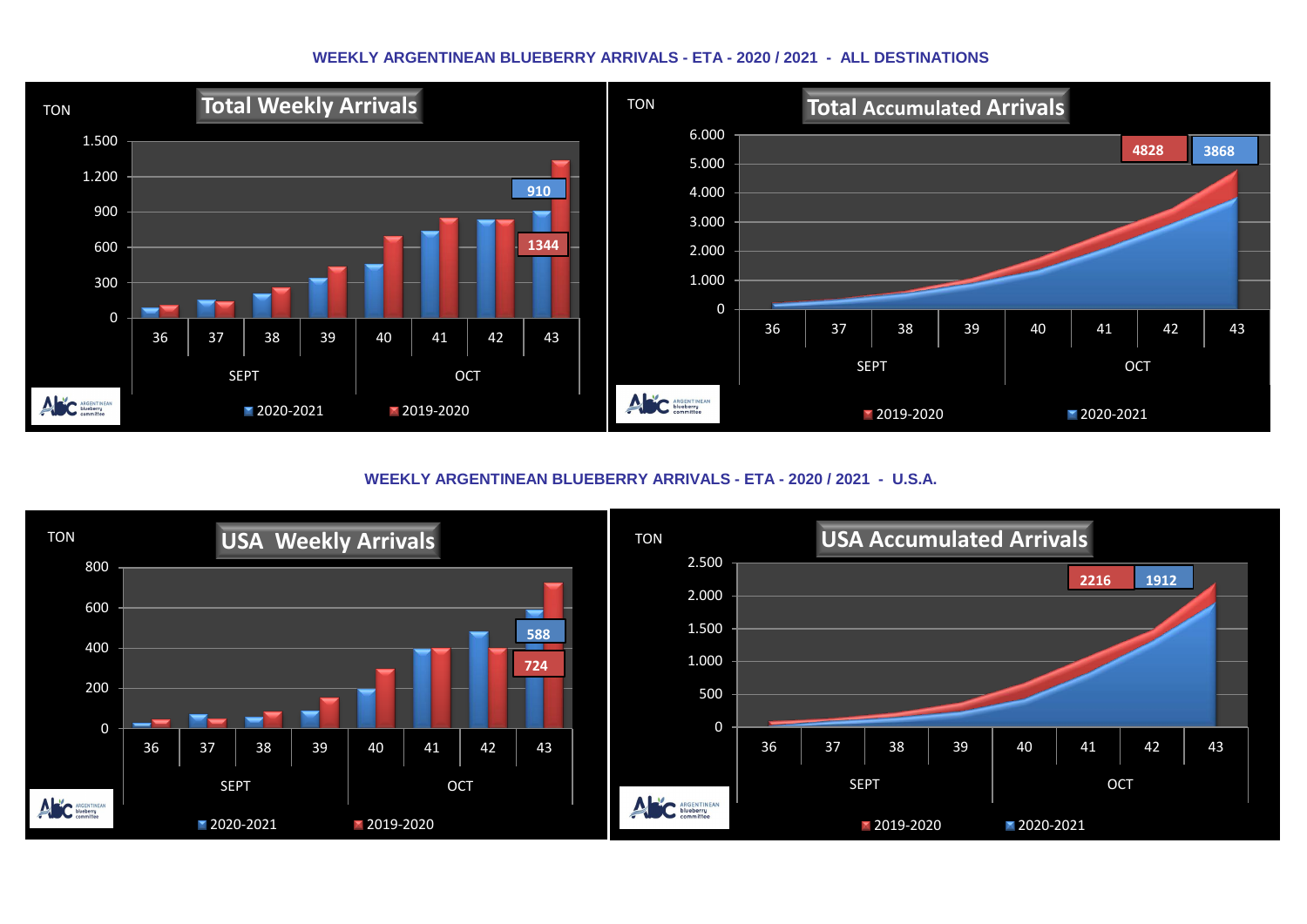## WEEKLY ARGENTINEAN BLUEBERRY ARRIVALS - ETA - 2020 / 2021 - ALL DESTINATIONS

**Total Weekly Arrivals**

TON

1.500
1.200
900
600
300
0

910
1344

36 37 38 39 40 41 42 43

SEPT OCT

2020-2021 2019-2020

**Total Accumulated Arrivals**

TON

6.000
5.000
4.000
3.000
2.000
1.000
0

4828 3868

36 37 38 39 40 41 42 43

SEPT OCT

2019-2020 2020-2021

## WEEKLY ARGENTINEAN BLUEBERRY ARRIVALS - ETA - 2020 / 2021 - U.S.A.

**USA Weekly Arrivals**

TON

800
600
400
200
0

588
724

36 37 38 39 40 41 42 43

SEPT OCT

2020-2021 2019-2020

**USA Accumulated Arrivals**

TON

2.500
2.000
1.500
1.000
500
0

2216 1912

36 37 38 39 40 41 42 43

SEPT OCT

2019-2020 2020-2021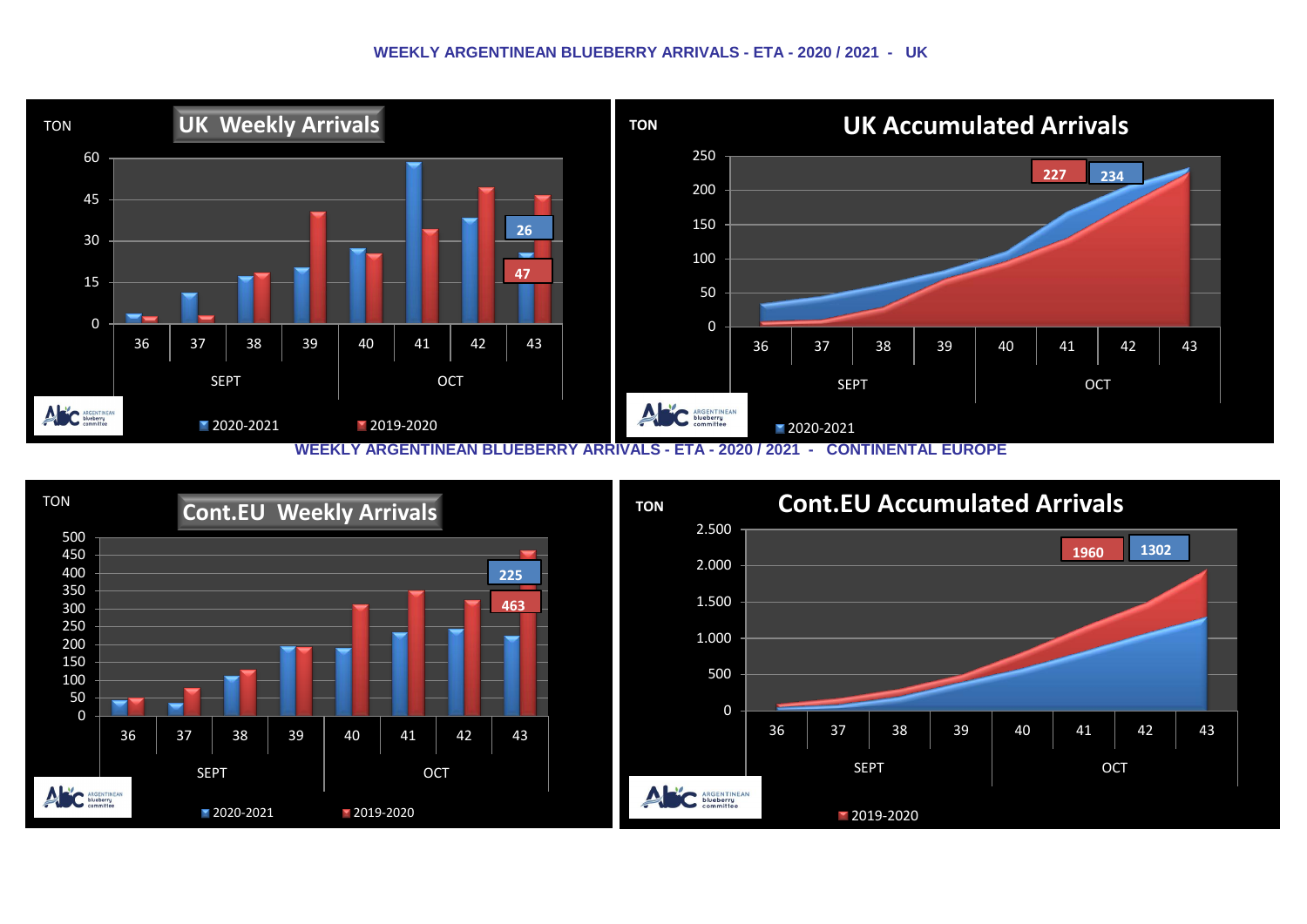## WEEKLY ARGENTINEAN BLUEBERRY ARRIVALS - ETA - 2020 / 2021 - UK

**UK Weekly Arrivals**

TON

60
45
30
15
0

36 37 38 39 40 41 42 43

SEPT OCT

26
47

2020-2021 2019-2020

**UK Accumulated Arrivals**

TON

250
200
150
100
50
0

36 37 38 39 40 41 42 43

SEPT OCT

227 234

2020-2021

## WEEKLY ARGENTINEAN BLUEBERRY ARRIVALS - ETA - 2020 / 2021 - CONTINENTAL EUROPE

**Cont.EU Weekly Arrivals**

TON

500
450
400
350
300
250
200
150
100
50
0

36 37 38 39 40 41 42 43

SEPT OCT

225
463

2020-2021 2019-2020

**Cont.EU Accumulated Arrivals**

TON

2.500
2.000
1.500
1.000
500
0

36 37 38 39 40 41 42 43

SEPT OCT

1960 1302

2019-2020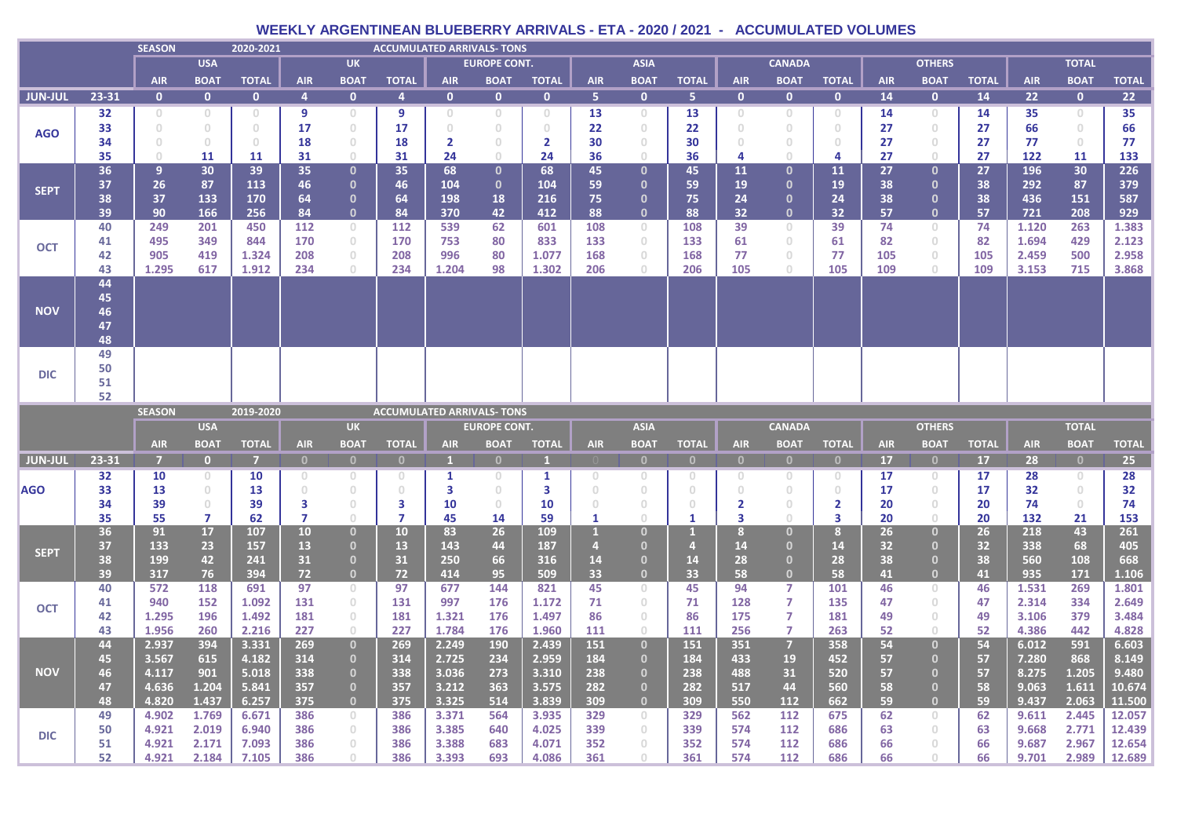# WEEKLY ARGENTINEAN BLUEBERRY ARRIVALS - ETA - 2020 / 2021 - ACCUMULATED VOLUMES

| | | SEASON 2020-2021 | ACCUMULATED ARRIVALS- TONS | | | | | | | | | | | | | | | | | | | |
|---|---|---|---|---|---|---|---|---|---|---|---|---|---|---|---|---|---|---|---|---|---|---|
| | | USA | | | UK | | | EUROPE CONT. | | | ASIA | | | CANADA | | | OTHERS | | | TOTAL | | |
| | | AIR | BOAT | TOTAL | AIR | BOAT | TOTAL | AIR | BOAT | TOTAL | AIR | BOAT | TOTAL | AIR | BOAT | TOTAL | AIR | BOAT | TOTAL | AIR | BOAT | TOTAL |
| JUN-JUL | 23-31 | 0 | 0 | 0 | 4 | 0 | 4 | 0 | 0 | 0 | 5 | 0 | 5 | 0 | 0 | 0 | 14 | 0 | 14 | 22 | 0 | 22 |
| AGO | 32 | 0 | 0 | 0 | 9 | 0 | 9 | 0 | 0 | 0 | 13 | 0 | 13 | 0 | 0 | 0 | 14 | 0 | 14 | 35 | 0 | 35 |
| | 33 | 0 | 0 | 0 | 17 | 0 | 17 | 0 | 0 | 0 | 22 | 0 | 22 | 0 | 0 | 0 | 27 | 0 | 27 | 66 | 0 | 66 |
| | 34 | 0 | 0 | 0 | 18 | 0 | 18 | 2 | 0 | 2 | 30 | 0 | 30 | 0 | 0 | 0 | 27 | 0 | 27 | 77 | 0 | 77 |
| | 35 | 0 | 11 | 11 | 31 | 0 | 31 | 24 | 0 | 24 | 36 | 0 | 36 | 4 | 0 | 4 | 27 | 0 | 27 | 122 | 11 | 133 |
| SEPT | 36 | 9 | 30 | 39 | 35 | 0 | 35 | 68 | 0 | 68 | 45 | 0 | 45 | 11 | 0 | 11 | 27 | 0 | 27 | 196 | 30 | 226 |
| | 37 | 26 | 87 | 113 | 46 | 0 | 46 | 104 | 0 | 104 | 59 | 0 | 59 | 19 | 0 | 19 | 38 | 0 | 38 | 292 | 87 | 379 |
| | 38 | 37 | 133 | 170 | 64 | 0 | 64 | 198 | 18 | 216 | 75 | 0 | 75 | 24 | 0 | 24 | 38 | 0 | 38 | 436 | 151 | 587 |
| | 39 | 90 | 166 | 256 | 84 | 0 | 84 | 370 | 42 | 412 | 88 | 0 | 88 | 32 | 0 | 32 | 57 | 0 | 57 | 721 | 208 | 929 |
| OCT | 40 | 249 | 201 | 450 | 112 | 0 | 112 | 539 | 62 | 601 | 108 | 0 | 108 | 39 | 0 | 39 | 74 | 0 | 74 | 1.120 | 263 | 1.383 |
| | 41 | 495 | 349 | 844 | 170 | 0 | 170 | 753 | 80 | 833 | 133 | 0 | 133 | 61 | 0 | 61 | 82 | 0 | 82 | 1.694 | 429 | 2.123 |
| | 42 | 905 | 419 | 1.324 | 208 | 0 | 208 | 996 | 80 | 1.077 | 168 | 0 | 168 | 77 | 0 | 77 | 105 | 0 | 105 | 2.459 | 500 | 2.958 |
| | 43 | 1.295 | 617 | 1.912 | 234 | 0 | 234 | 1.204 | 98 | 1.302 | 206 | 0 | 206 | 105 | 0 | 105 | 109 | 0 | 109 | 3.153 | 715 | 3.868 |
| NOV | 44 | | | | | | | | | | | | | | | | | | | | | |
| | 45 | | | | | | | | | | | | | | | | | | | | | |
| | 46 | | | | | | | | | | | | | | | | | | | | | |
| | 47 | | | | | | | | | | | | | | | | | | | | | |
| | 48 | | | | | | | | | | | | | | | | | | | | | |
| DIC | 49 | | | | | | | | | | | | | | | | | | | | | |
| | 50 | | | | | | | | | | | | | | | | | | | | | |
| | 51 | | | | | | | | | | | | | | | | | | | | | |
| | 52 | | | | | | | | | | | | | | | | | | | | | |

| | | SEASON 2019-2020 | ACCUMULATED ARRIVALS- TONS | | | | | | | | | | | | | | | | | | | |
|---|---|---|---|---|---|---|---|---|---|---|---|---|---|---|---|---|---|---|---|---|---|---|
| | | USA | | | UK | | | EUROPE CONT. | | | ASIA | | | CANADA | | | OTHERS | | | TOTAL | | |
| | | AIR | BOAT | TOTAL | AIR | BOAT | TOTAL | AIR | BOAT | TOTAL | AIR | BOAT | TOTAL | AIR | BOAT | TOTAL | AIR | BOAT | TOTAL | AIR | BOAT | TOTAL |
| JUN-JUL | 23-31 | 7 | 0 | 7 | 0 | 0 | 0 | 1 | 0 | 1 | 0 | 0 | 0 | 0 | 0 | 0 | 17 | 0 | 17 | 28 | 0 | 25 |
| AGO | 32 | 10 | 0 | 10 | 0 | 0 | 0 | 1 | 0 | 1 | 0 | 0 | 0 | 0 | 0 | 0 | 17 | 0 | 17 | 28 | 0 | 28 |
| | 33 | 13 | 0 | 13 | 0 | 0 | 0 | 3 | 0 | 3 | 0 | 0 | 0 | 0 | 0 | 0 | 17 | 0 | 17 | 32 | 0 | 32 |
| | 34 | 39 | 0 | 39 | 3 | 0 | 3 | 10 | 0 | 10 | 0 | 0 | 0 | 2 | 0 | 2 | 20 | 0 | 20 | 74 | 0 | 74 |
| | 35 | 55 | 7 | 62 | 7 | 0 | 7 | 45 | 14 | 59 | 1 | 0 | 1 | 3 | 0 | 3 | 20 | 0 | 20 | 132 | 21 | 153 |
| SEPT | 36 | 91 | 17 | 107 | 10 | 0 | 10 | 83 | 26 | 109 | 1 | 0 | 1 | 8 | 0 | 8 | 26 | 0 | 26 | 218 | 43 | 261 |
| | 37 | 133 | 23 | 157 | 13 | 0 | 13 | 143 | 44 | 187 | 4 | 0 | 4 | 14 | 0 | 14 | 32 | 0 | 32 | 338 | 68 | 405 |
| | 38 | 199 | 42 | 241 | 31 | 0 | 31 | 250 | 66 | 316 | 14 | 0 | 14 | 28 | 0 | 28 | 38 | 0 | 38 | 560 | 108 | 668 |
| | 39 | 317 | 76 | 394 | 72 | 0 | 72 | 414 | 95 | 509 | 33 | 0 | 33 | 58 | 0 | 58 | 41 | 0 | 41 | 935 | 171 | 1.106 |
| OCT | 40 | 572 | 118 | 691 | 97 | 0 | 97 | 677 | 144 | 821 | 45 | 0 | 45 | 94 | 7 | 101 | 46 | 0 | 46 | 1.531 | 269 | 1.801 |
| | 41 | 940 | 152 | 1.092 | 131 | 0 | 131 | 997 | 176 | 1.172 | 71 | 0 | 71 | 128 | 7 | 135 | 47 | 0 | 47 | 2.314 | 334 | 2.649 |
| | 42 | 1.295 | 196 | 1.492 | 181 | 0 | 181 | 1.321 | 176 | 1.497 | 86 | 0 | 86 | 175 | 7 | 181 | 49 | 0 | 49 | 3.106 | 379 | 3.484 |
| | 43 | 1.956 | 260 | 2.216 | 227 | 0 | 227 | 1.784 | 176 | 1.960 | 111 | 0 | 111 | 256 | 7 | 263 | 52 | 0 | 52 | 4.386 | 442 | 4.828 |
| NOV | 44 | 2.937 | 394 | 3.331 | 269 | 0 | 269 | 2.249 | 190 | 2.439 | 151 | 0 | 151 | 351 | 7 | 358 | 54 | 0 | 54 | 6.012 | 591 | 6.603 |
| | 45 | 3.567 | 615 | 4.182 | 314 | 0 | 314 | 2.725 | 234 | 2.959 | 184 | 0 | 184 | 433 | 19 | 452 | 57 | 0 | 57 | 7.280 | 868 | 8.149 |
| | 46 | 4.117 | 901 | 5.018 | 338 | 0 | 338 | 3.036 | 273 | 3.310 | 238 | 0 | 238 | 488 | 31 | 520 | 57 | 0 | 57 | 8.275 | 1.205 | 9.480 |
| | 47 | 4.636 | 1.204 | 5.841 | 357 | 0 | 357 | 3.212 | 363 | 3.575 | 282 | 0 | 282 | 517 | 44 | 560 | 58 | 0 | 58 | 9.063 | 1.611 | 10.674 |
| | 48 | 4.820 | 1.437 | 6.257 | 375 | 0 | 375 | 3.325 | 514 | 3.839 | 309 | 0 | 309 | 550 | 112 | 662 | 59 | 0 | 59 | 9.437 | 2.063 | 11.500 |
| DIC | 49 | 4.902 | 1.769 | 6.671 | 386 | 0 | 386 | 3.371 | 564 | 3.935 | 329 | 0 | 329 | 562 | 112 | 675 | 62 | 0 | 62 | 9.611 | 2.445 | 12.057 |
| | 50 | 4.921 | 2.019 | 6.940 | 386 | 0 | 386 | 3.385 | 640 | 4.025 | 339 | 0 | 339 | 574 | 112 | 686 | 63 | 0 | 63 | 9.668 | 2.771 | 12.439 |
| | 51 | 4.921 | 2.171 | 7.093 | 386 | 0 | 386 | 3.388 | 683 | 4.071 | 352 | 0 | 352 | 574 | 112 | 686 | 66 | 0 | 66 | 9.687 | 2.967 | 12.654 |
| | 52 | 4.921 | 2.184 | 7.105 | 386 | 0 | 386 | 3.393 | 693 | 4.086 | 361 | 0 | 361 | 574 | 112 | 686 | 66 | 0 | 66 | 9.701 | 2.989 | 12.689 |